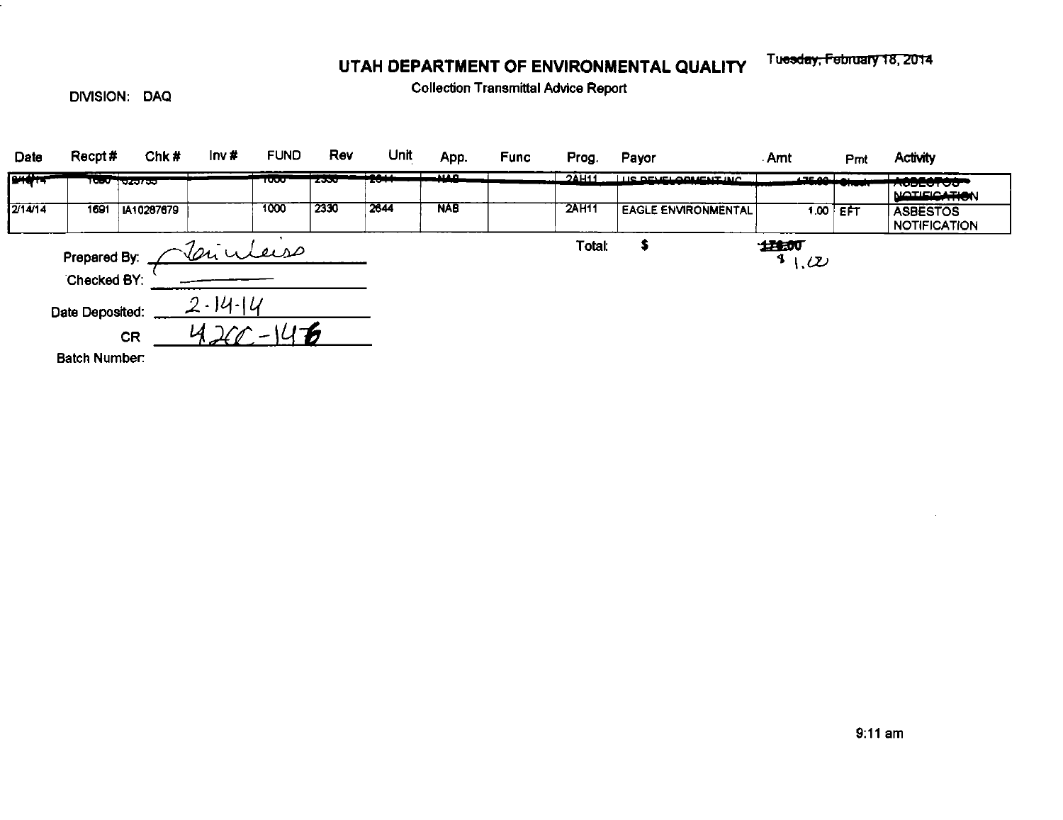# UTAH DEPARTMENT OF ENVIRONMENTAL QUALITY

~~Tuesday, February 18, 2014~~

DIVISION: DAQ

Collection Transmittal Advice Report

| Date | Recpt # | Chk # | Inv # | FUND | Rev | Unit | App. | Func | Prog. | Payor | Amt | Pmt | Activity |
|---|---|---|---|---|---|---|---|---|---|---|---|---|---|
| ~~2/14/14~~ | ~~1690~~ | ~~025755~~ | | ~~1000~~ | ~~2330~~ | ~~2644~~ | ~~NAB~~ | | ~~2AH11~~ | ~~US DEVELOPMENT INC~~ | ~~175.00~~ | ~~Check~~ | ~~ASBESTOS NOTIFICATION~~ |
| 2/14/14 | 1691 | IA10287679 | | 1000 | 2330 | 2644 | NAB | | 2AH11 | EAGLE ENVIRONMENTAL | 1.00 | EFT | ASBESTOS NOTIFICATION |

Total: $ ~~176.00~~ $1.00

Prepared By: Teri Weiss

Checked BY: ______

Date Deposited: 2-14-14

CR 4200-146

Batch Number:

9:11 am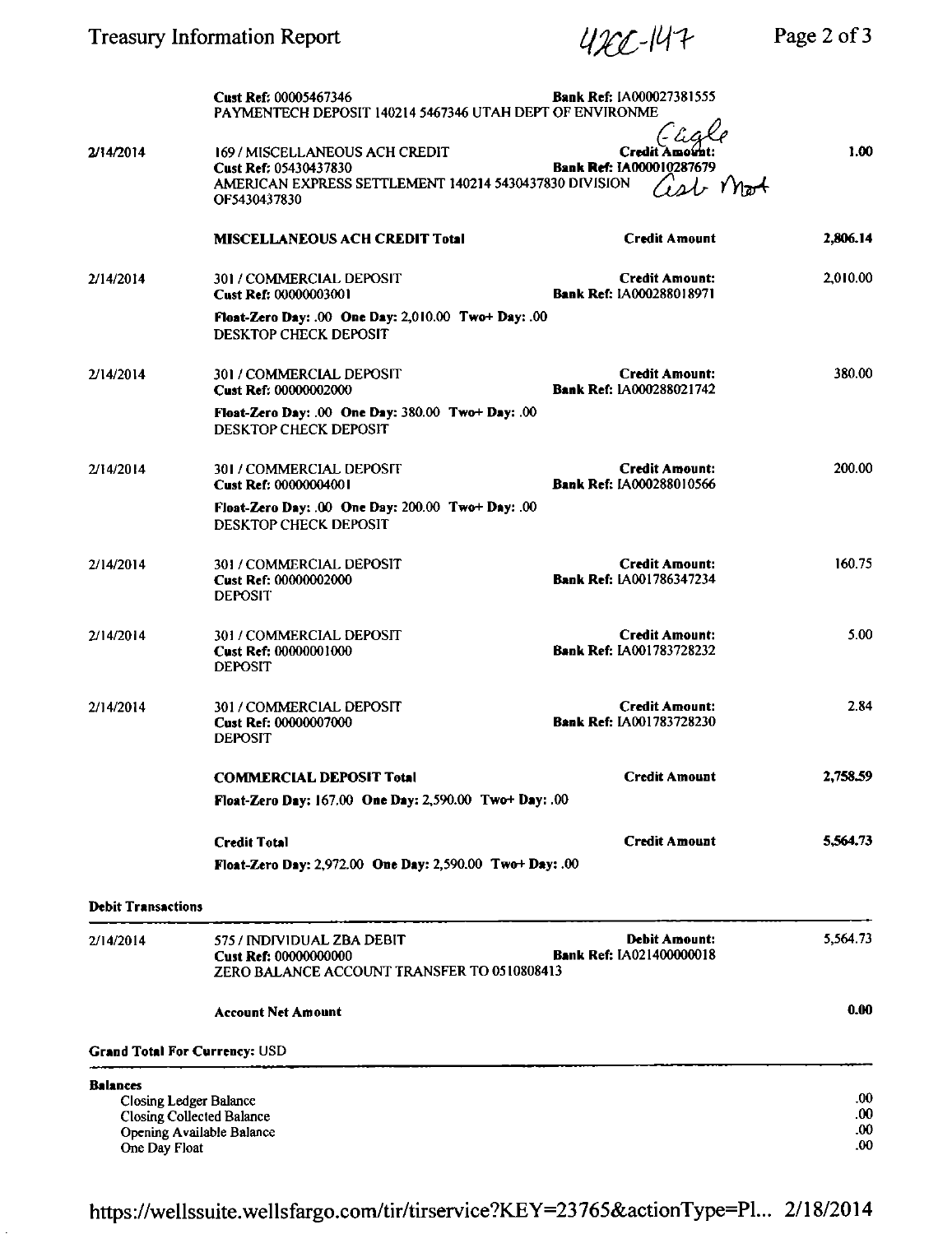| | | | |
|---|---|---|---|
| | **Cust Ref:** 00005467346<br>PAYMENTECH DEPOSIT 140214 5467346 UTAH DEPT OF ENVIRONME | **Bank Ref:** IA000027381555 | |
| 2/14/2014 | 169 / MISCELLANEOUS ACH CREDIT<br>**Cust Ref:** 05430437830<br>AMERICAN EXPRESS SETTLEMENT 140214 5430437830 DIVISION OF5430437830 | Cagle<br>**Credit Amount:**<br>**Bank Ref:** IA000010287679<br>Asb Mgt | 1.00 |
| | **MISCELLANEOUS ACH CREDIT Total** | **Credit Amount** | **2,806.14** |
| 2/14/2014 | 301 / COMMERCIAL DEPOSIT<br>**Cust Ref:** 00000003001<br>**Float-Zero Day:** .00 **One Day:** 2,010.00 **Two+ Day:** .00<br>DESKTOP CHECK DEPOSIT | **Credit Amount:**<br>**Bank Ref:** IA000288018971 | 2,010.00 |
| 2/14/2014 | 301 / COMMERCIAL DEPOSIT<br>**Cust Ref:** 00000002000<br>**Float-Zero Day:** .00 **One Day:** 380.00 **Two+ Day:** .00<br>DESKTOP CHECK DEPOSIT | **Credit Amount:**<br>**Bank Ref:** IA000288021742 | 380.00 |
| 2/14/2014 | 301 / COMMERCIAL DEPOSIT<br>**Cust Ref:** 00000004001<br>**Float-Zero Day:** .00 **One Day:** 200.00 **Two+ Day:** .00<br>DESKTOP CHECK DEPOSIT | **Credit Amount:**<br>**Bank Ref:** IA000288010566 | 200.00 |
| 2/14/2014 | 301 / COMMERCIAL DEPOSIT<br>**Cust Ref:** 00000002000<br>DEPOSIT | **Credit Amount:**<br>**Bank Ref:** IA001786347234 | 160.75 |
| 2/14/2014 | 301 / COMMERCIAL DEPOSIT<br>**Cust Ref:** 00000001000<br>DEPOSIT | **Credit Amount:**<br>**Bank Ref:** IA001783728232 | 5.00 |
| 2/14/2014 | 301 / COMMERCIAL DEPOSIT<br>**Cust Ref:** 00000007000<br>DEPOSIT | **Credit Amount:**<br>**Bank Ref:** IA001783728230 | 2.84 |
| | **COMMERCIAL DEPOSIT Total**<br>**Float-Zero Day:** 167.00 **One Day:** 2,590.00 **Two+ Day:** .00 | **Credit Amount** | **2,758.59** |
| | **Credit Total**<br>**Float-Zero Day:** 2,972.00 **One Day:** 2,590.00 **Two+ Day:** .00 | **Credit Amount** | **5,564.73** |

**Debit Transactions**

| | | | |
|---|---|---|---|
| 2/14/2014 | 575 / INDIVIDUAL ZBA DEBIT<br>**Cust Ref:** 00000000000<br>ZERO BALANCE ACCOUNT TRANSFER TO 0510808413 | **Debit Amount:**<br>**Bank Ref:** IA021400000018 | 5,564.73 |
| | **Account Net Amount** | | **0.00** |

**Grand Total For Currency:** USD

**Balances**

| | |
|---|---|
| Closing Ledger Balance | .00 |
| Closing Collected Balance | .00 |
| Opening Available Balance | .00 |
| One Day Float | .00 |

https://wellssuite.wellsfargo.com/tir/tirservice?KEY=23765&actionType=Pl... 2/18/2014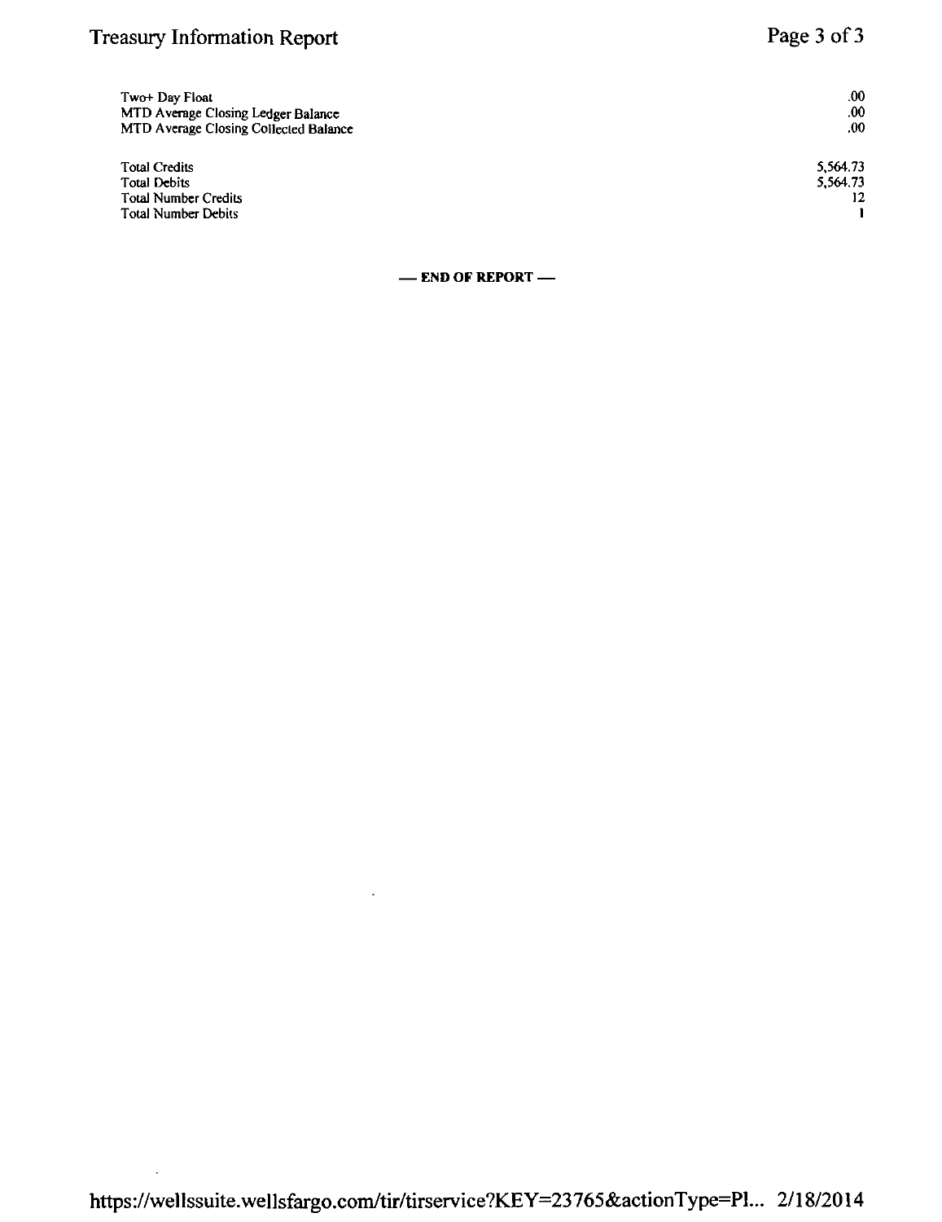| | |
|---|---|
| Two+ Day Float | .00 |
| MTD Average Closing Ledger Balance | .00 |
| MTD Average Closing Collected Balance | .00 |

| | |
|---|---|
| Total Credits | 5,564.73 |
| Total Debits | 5,564.73 |
| Total Number Credits | 12 |
| Total Number Debits | 1 |

**— END OF REPORT —**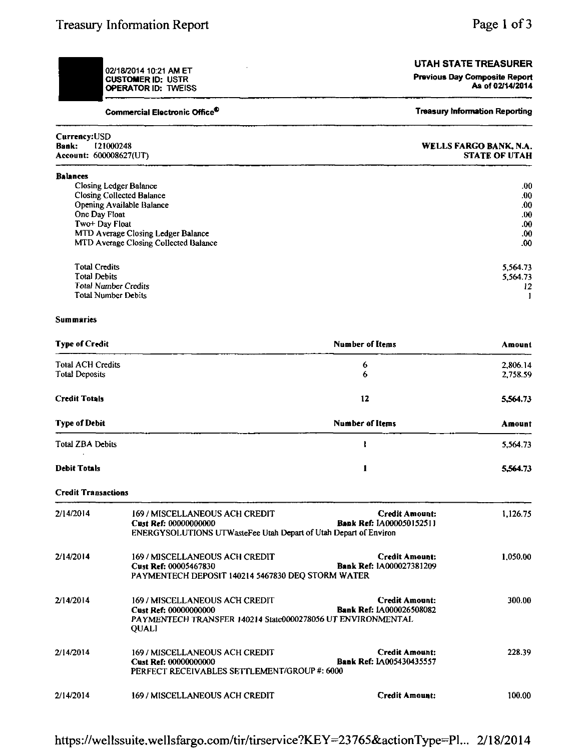02/18/2014 10:21 AM ET
**CUSTOMER ID:** USTR
**OPERATOR ID:** TWEISS

**UTAH STATE TREASURER**
**Previous Day Composite Report**
**As of 02/14/2014**

**Commercial Electronic Office®**

**Treasury Information Reporting**

**Currency:** USD
**Bank:** 121000248
**Account:** 600008627(UT)

**WELLS FARGO BANK, N.A.**
**STATE OF UTAH**

**Balances**

| | |
|---|---|
| Closing Ledger Balance | .00 |
| Closing Collected Balance | .00 |
| Opening Available Balance | .00 |
| One Day Float | .00 |
| Two+ Day Float | .00 |
| MTD Average Closing Ledger Balance | .00 |
| MTD Average Closing Collected Balance | .00 |
| | |
| Total Credits | 5,564.73 |
| Total Debits | 5,564.73 |
| *Total Number Credits* | *12* |
| Total Number Debits | 1 |

**Summaries**

| Type of Credit | Number of Items | Amount |
|---|---|---|
| Total ACH Credits | 6 | 2,806.14 |
| Total Deposits | 6 | 2,758.59 |
| **Credit Totals** | **12** | **5,564.73** |

| Type of Debit | Number of Items | Amount |
|---|---|---|
| Total ZBA Debits | 1 | 5,564.73 |
| **Debit Totals** | **1** | **5,564.73** |

**Credit Transactions**

| | | | |
|---|---|---|---|
| 2/14/2014 | 169 / MISCELLANEOUS ACH CREDIT<br>**Cust Ref:** 00000000000<br>ENERGYSOLUTIONS UTWasteFee Utah Depart of Utah Depart of Environ | **Credit Amount:**<br>**Bank Ref:** IA000050152511 | 1,126.75 |
| 2/14/2014 | 169 / MISCELLANEOUS ACH CREDIT<br>**Cust Ref:** 00005467830<br>PAYMENTECH DEPOSIT 140214 5467830 DEQ STORM WATER | **Credit Amount:**<br>**Bank Ref:** IA000027381209 | 1,050.00 |
| 2/14/2014 | 169 / MISCELLANEOUS ACH CREDIT<br>**Cust Ref:** 00000000000<br>PAYMENTECH TRANSFER 140214 State0000278056 UT ENVIRONMENTAL QUALI | **Credit Amount:**<br>**Bank Ref:** IA000026508082 | 300.00 |
| 2/14/2014 | 169 / MISCELLANEOUS ACH CREDIT<br>**Cust Ref:** 00000000000<br>PERFECT RECEIVABLES SETTLEMENT/GROUP #: 6000 | **Credit Amount:**<br>**Bank Ref:** IA005430435557 | 228.39 |
| 2/14/2014 | 169 / MISCELLANEOUS ACH CREDIT | **Credit Amount:** | 100.00 |